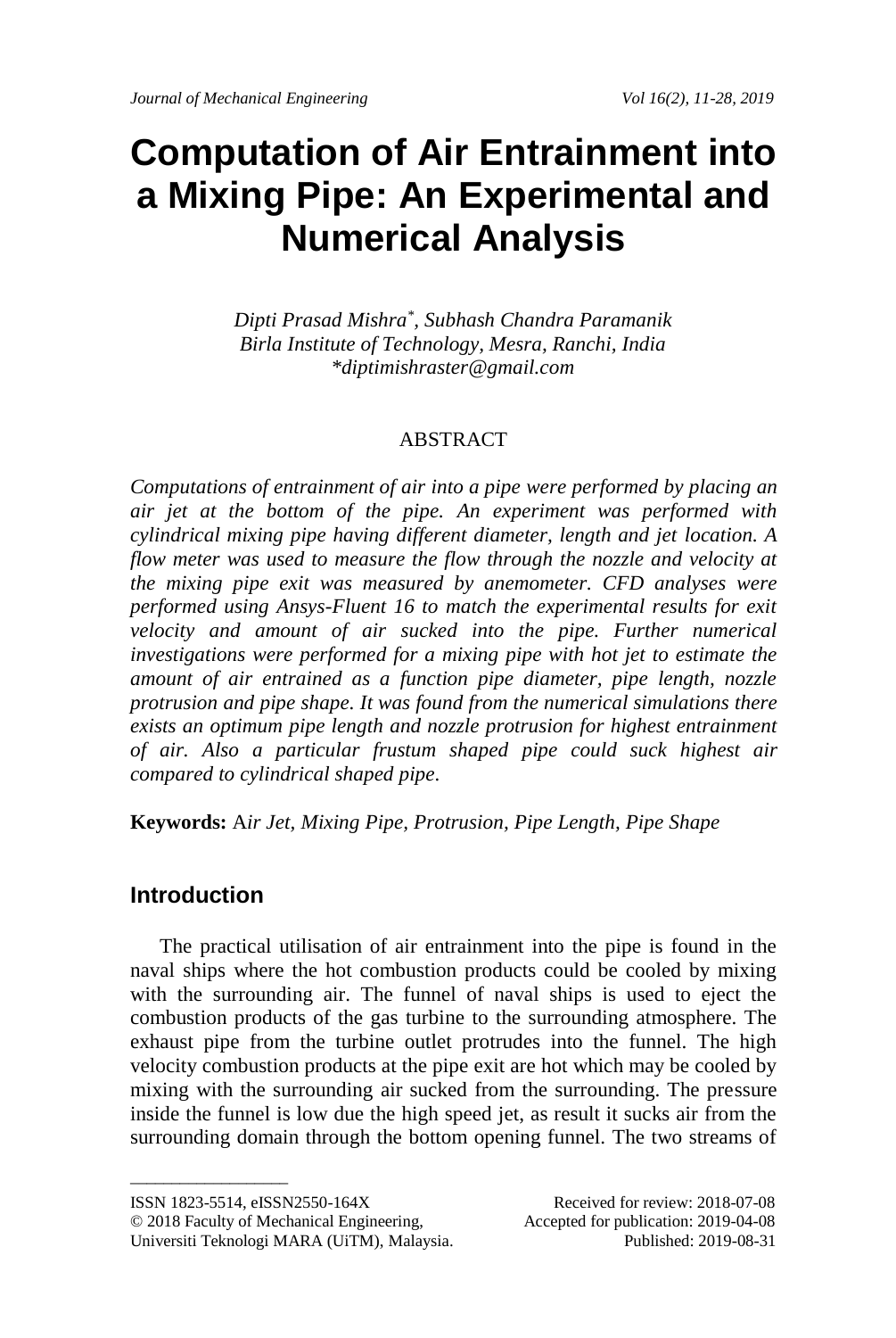# Computation of Air Entrainment into a Mixing Pipe: An Experimental and Numerical Analysis

*Dipti Prasad Mishra[*], Subhash Chandra Paramanik*
*Birla Institute of Technology, Mesra, Ranchi, India*
*\*diptimishraster@gmail.com*

## ABSTRACT

*Computations of entrainment of air into a pipe were performed by placing an air jet at the bottom of the pipe. An experiment was performed with cylindrical mixing pipe having different diameter, length and jet location. A flow meter was used to measure the flow through the nozzle and velocity at the mixing pipe exit was measured by anemometer. CFD analyses were performed using Ansys-Fluent 16 to match the experimental results for exit velocity and amount of air sucked into the pipe. Further numerical investigations were performed for a mixing pipe with hot jet to estimate the amount of air entrained as a function pipe diameter, pipe length, nozzle protrusion and pipe shape. It was found from the numerical simulations there exists an optimum pipe length and nozzle protrusion for highest entrainment of air. Also a particular frustum shaped pipe could suck highest air compared to cylindrical shaped pipe.*

**Keywords:** A*ir Jet, Mixing Pipe, Protrusion, Pipe Length, Pipe Shape*

## Introduction

The practical utilisation of air entrainment into the pipe is found in the naval ships where the hot combustion products could be cooled by mixing with the surrounding air. The funnel of naval ships is used to eject the combustion products of the gas turbine to the surrounding atmosphere. The exhaust pipe from the turbine outlet protrudes into the funnel. The high velocity combustion products at the pipe exit are hot which may be cooled by mixing with the surrounding air sucked from the surrounding. The pressure inside the funnel is low due the high speed jet, as result it sucks air from the surrounding domain through the bottom opening funnel. The two streams of

---

ISSN 1823-5514, eISSN2550-164X
© 2018 Faculty of Mechanical Engineering,
Universiti Teknologi MARA (UiTM), Malaysia.

Received for review: 2018-07-08
Accepted for publication: 2019-04-08
Published: 2019-08-31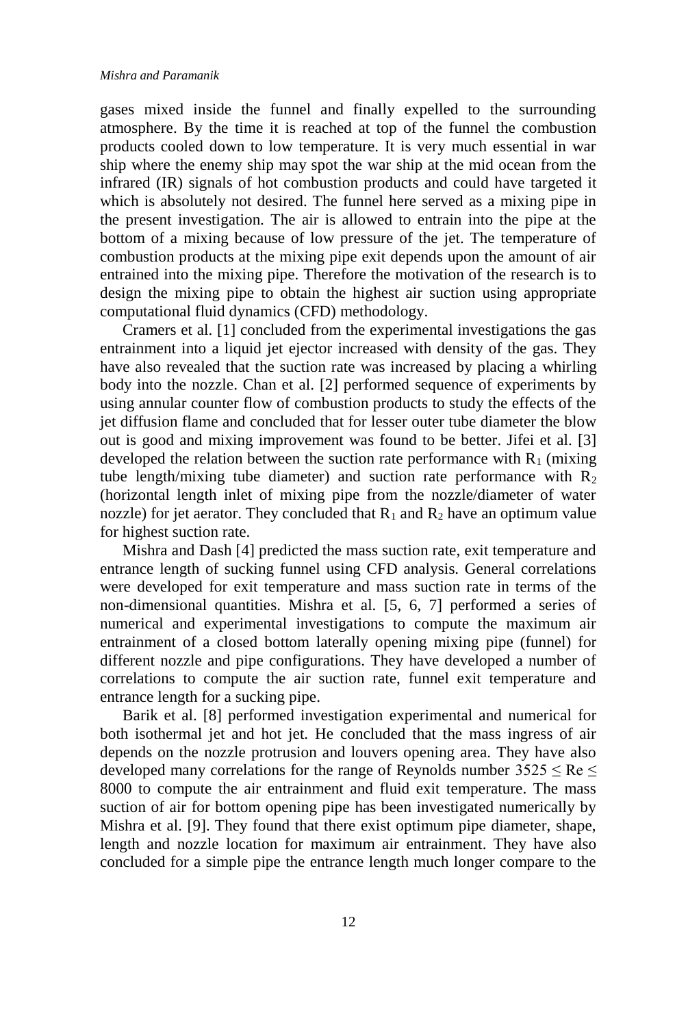gases mixed inside the funnel and finally expelled to the surrounding atmosphere. By the time it is reached at top of the funnel the combustion products cooled down to low temperature. It is very much essential in war ship where the enemy ship may spot the war ship at the mid ocean from the infrared (IR) signals of hot combustion products and could have targeted it which is absolutely not desired. The funnel here served as a mixing pipe in the present investigation. The air is allowed to entrain into the pipe at the bottom of a mixing because of low pressure of the jet. The temperature of combustion products at the mixing pipe exit depends upon the amount of air entrained into the mixing pipe. Therefore the motivation of the research is to design the mixing pipe to obtain the highest air suction using appropriate computational fluid dynamics (CFD) methodology.

Cramers et al. [1] concluded from the experimental investigations the gas entrainment into a liquid jet ejector increased with density of the gas. They have also revealed that the suction rate was increased by placing a whirling body into the nozzle. Chan et al. [2] performed sequence of experiments by using annular counter flow of combustion products to study the effects of the jet diffusion flame and concluded that for lesser outer tube diameter the blow out is good and mixing improvement was found to be better. Jifei et al. [3] developed the relation between the suction rate performance with $R_1$ (mixing tube length/mixing tube diameter) and suction rate performance with $R_2$ (horizontal length inlet of mixing pipe from the nozzle/diameter of water nozzle) for jet aerator. They concluded that $R_1$ and $R_2$ have an optimum value for highest suction rate.

Mishra and Dash [4] predicted the mass suction rate, exit temperature and entrance length of sucking funnel using CFD analysis. General correlations were developed for exit temperature and mass suction rate in terms of the non-dimensional quantities. Mishra et al. [5, 6, 7] performed a series of numerical and experimental investigations to compute the maximum air entrainment of a closed bottom laterally opening mixing pipe (funnel) for different nozzle and pipe configurations. They have developed a number of correlations to compute the air suction rate, funnel exit temperature and entrance length for a sucking pipe.

Barik et al. [8] performed investigation experimental and numerical for both isothermal jet and hot jet. He concluded that the mass ingress of air depends on the nozzle protrusion and louvers opening area. They have also developed many correlations for the range of Reynolds number $3525 \leq Re \leq 8000$ to compute the air entrainment and fluid exit temperature. The mass suction of air for bottom opening pipe has been investigated numerically by Mishra et al. [9]. They found that there exist optimum pipe diameter, shape, length and nozzle location for maximum air entrainment. They have also concluded for a simple pipe the entrance length much longer compare to the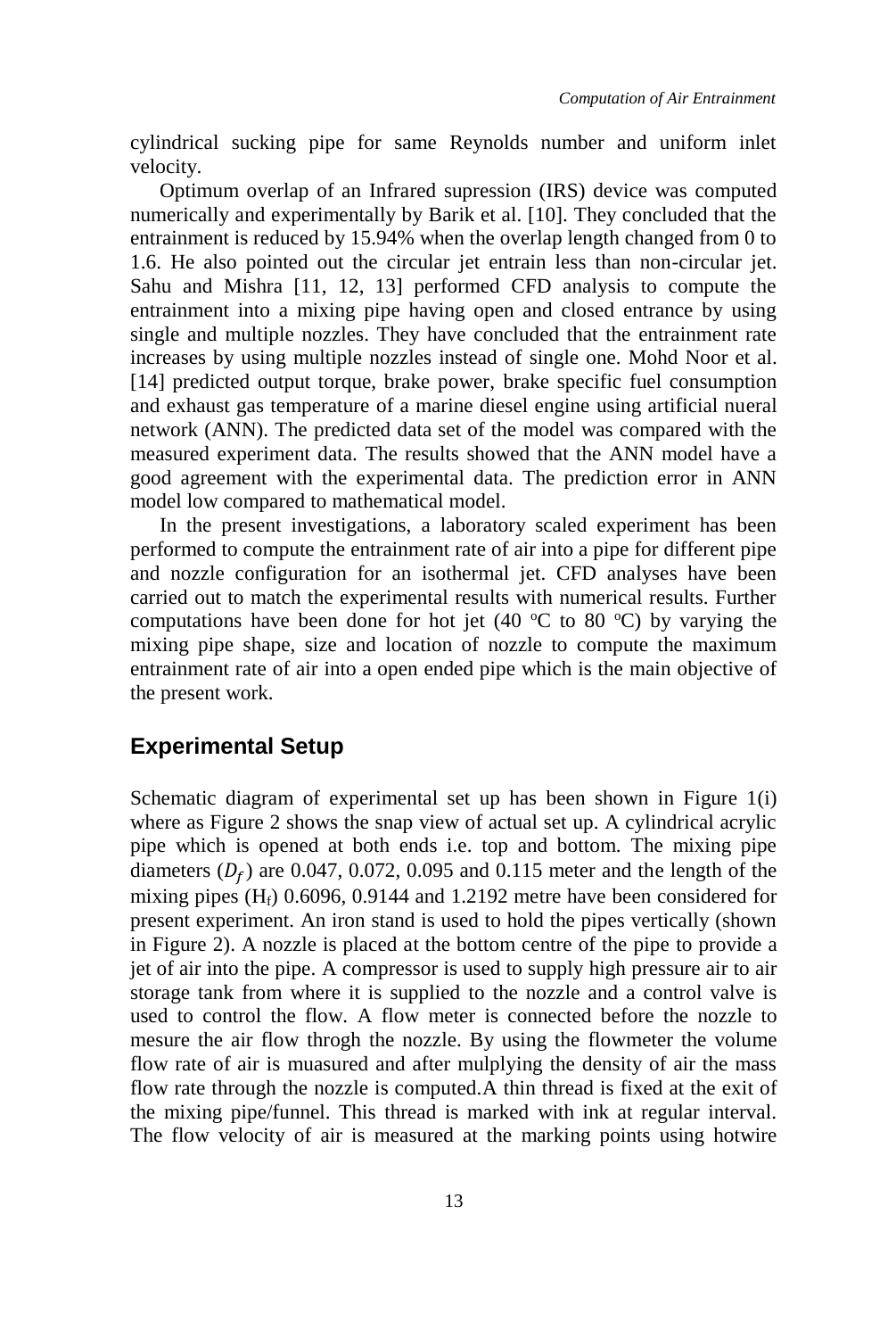cylindrical sucking pipe for same Reynolds number and uniform inlet velocity.

Optimum overlap of an Infrared supression (IRS) device was computed numerically and experimentally by Barik et al. [10]. They concluded that the entrainment is reduced by 15.94% when the overlap length changed from 0 to 1.6. He also pointed out the circular jet entrain less than non-circular jet. Sahu and Mishra [11, 12, 13] performed CFD analysis to compute the entrainment into a mixing pipe having open and closed entrance by using single and multiple nozzles. They have concluded that the entrainment rate increases by using multiple nozzles instead of single one. Mohd Noor et al. [14] predicted output torque, brake power, brake specific fuel consumption and exhaust gas temperature of a marine diesel engine using artificial nueral network (ANN). The predicted data set of the model was compared with the measured experiment data. The results showed that the ANN model have a good agreement with the experimental data. The prediction error in ANN model low compared to mathematical model.

In the present investigations, a laboratory scaled experiment has been performed to compute the entrainment rate of air into a pipe for different pipe and nozzle configuration for an isothermal jet. CFD analyses have been carried out to match the experimental results with numerical results. Further computations have been done for hot jet (40 $^{o}$C to 80 $^{o}$C) by varying the mixing pipe shape, size and location of nozzle to compute the maximum entrainment rate of air into a open ended pipe which is the main objective of the present work.

## Experimental Setup

Schematic diagram of experimental set up has been shown in Figure 1(i) where as Figure 2 shows the snap view of actual set up. A cylindrical acrylic pipe which is opened at both ends i.e. top and bottom. The mixing pipe diameters ($D_f$) are 0.047, 0.072, 0.095 and 0.115 meter and the length of the mixing pipes ($H_f$) 0.6096, 0.9144 and 1.2192 metre have been considered for present experiment. An iron stand is used to hold the pipes vertically (shown in Figure 2). A nozzle is placed at the bottom centre of the pipe to provide a jet of air into the pipe. A compressor is used to supply high pressure air to air storage tank from where it is supplied to the nozzle and a control valve is used to control the flow. A flow meter is connected before the nozzle to mesure the air flow throgh the nozzle. By using the flowmeter the volume flow rate of air is muasured and after mulplying the density of air the mass flow rate through the nozzle is computed.A thin thread is fixed at the exit of the mixing pipe/funnel. This thread is marked with ink at regular interval. The flow velocity of air is measured at the marking points using hotwire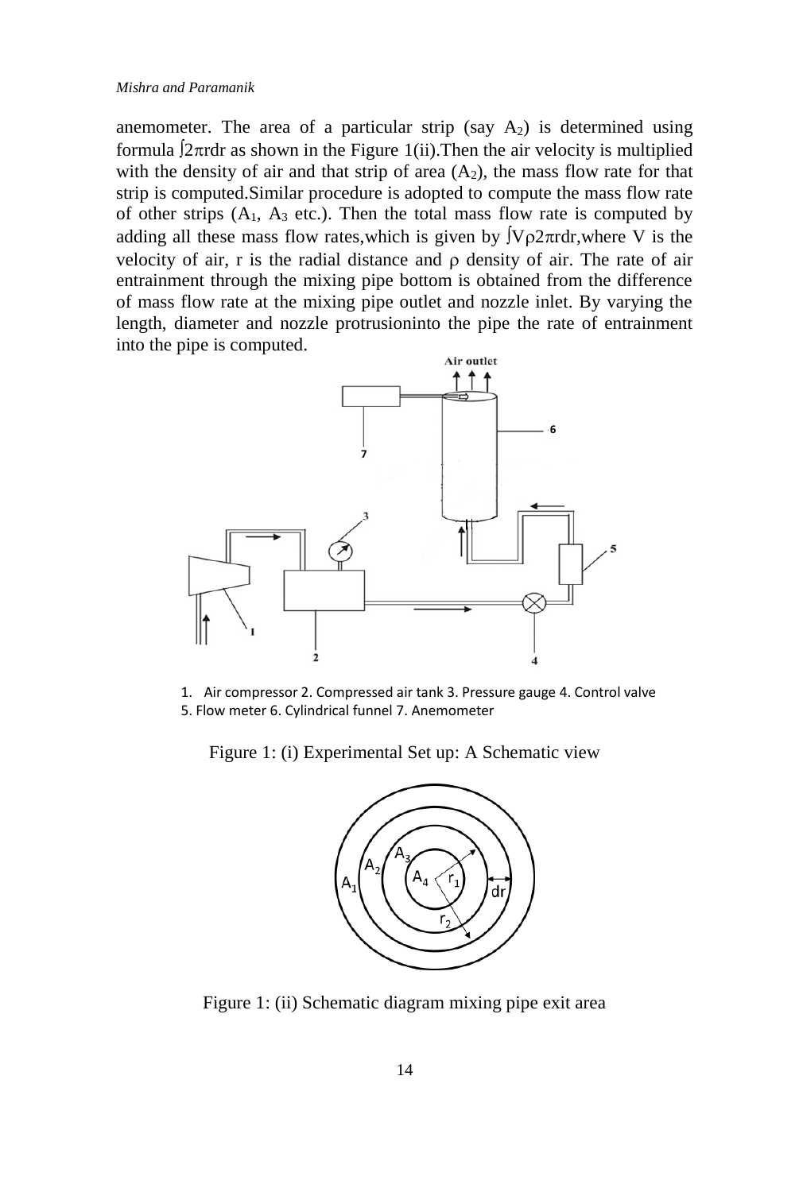anemometer. The area of a particular strip (say $A_2$) is determined using formula $\int 2\pi r dr$ as shown in the Figure 1(ii).Then the air velocity is multiplied with the density of air and that strip of area ($A_2$), the mass flow rate for that strip is computed.Similar procedure is adopted to compute the mass flow rate of other strips ($A_1$, $A_3$ etc.). Then the total mass flow rate is computed by adding all these mass flow rates,which is given by $\int V\rho 2\pi r dr$,where V is the velocity of air, r is the radial distance and $\rho$ density of air. The rate of air entrainment through the mixing pipe bottom is obtained from the difference of mass flow rate at the mixing pipe outlet and nozzle inlet. By varying the length, diameter and nozzle protrusioninto the pipe the rate of entrainment into the pipe is computed.

1. Air compressor 2. Compressed air tank 3. Pressure gauge 4. Control valve 5. Flow meter 6. Cylindrical funnel 7. Anemometer

Figure 1: (i) Experimental Set up: A Schematic view

Figure 1: (ii) Schematic diagram mixing pipe exit area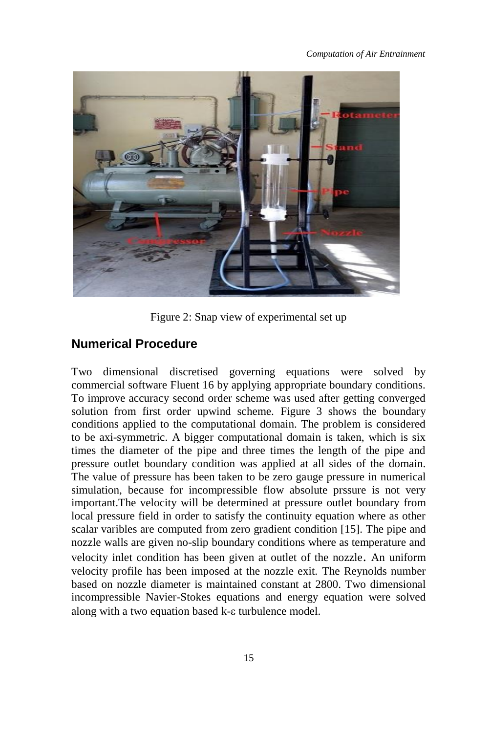Figure 2: Snap view of experimental set up

## Numerical Procedure

Two dimensional discretised governing equations were solved by commercial software Fluent 16 by applying appropriate boundary conditions. To improve accuracy second order scheme was used after getting converged solution from first order upwind scheme. Figure 3 shows the boundary conditions applied to the computational domain. The problem is considered to be axi-symmetric. A bigger computational domain is taken, which is six times the diameter of the pipe and three times the length of the pipe and pressure outlet boundary condition was applied at all sides of the domain. The value of pressure has been taken to be zero gauge pressure in numerical simulation, because for incompressible flow absolute prssure is not very important.The velocity will be determined at pressure outlet boundary from local pressure field in order to satisfy the continuity equation where as other scalar varibles are computed from zero gradient condition [15]. The pipe and nozzle walls are given no-slip boundary conditions where as temperature and velocity inlet condition has been given at outlet of the nozzle. An uniform velocity profile has been imposed at the nozzle exit. The Reynolds number based on nozzle diameter is maintained constant at 2800. Two dimensional incompressible Navier-Stokes equations and energy equation were solved along with a two equation based k-$\varepsilon$ turbulence model.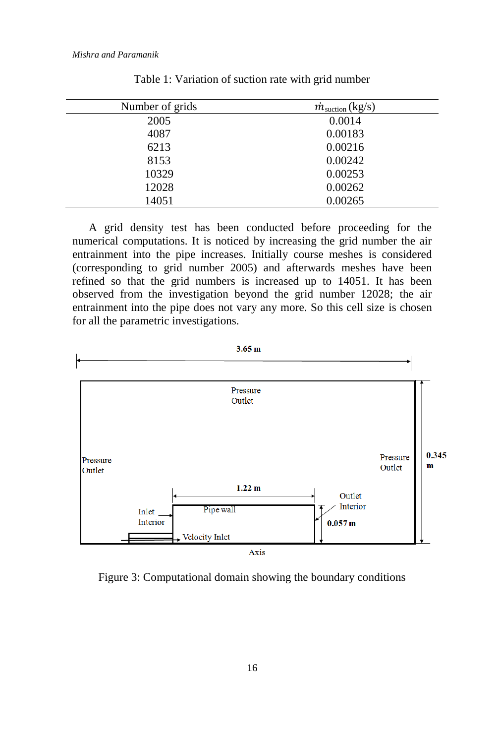Table 1: Variation of suction rate with grid number

| Number of grids | $\dot{m}_{suction}$ (kg/s) |
|---|---|
| 2005 | 0.0014 |
| 4087 | 0.00183 |
| 6213 | 0.00216 |
| 8153 | 0.00242 |
| 10329 | 0.00253 |
| 12028 | 0.00262 |
| 14051 | 0.00265 |

A grid density test has been conducted before proceeding for the numerical computations. It is noticed by increasing the grid number the air entrainment into the pipe increases. Initially course meshes is considered (corresponding to grid number 2005) and afterwards meshes have been refined so that the grid numbers is increased up to 14051. It has been observed from the investigation beyond the grid number 12028; the air entrainment into the pipe does not vary any more. So this cell size is chosen for all the parametric investigations.

Figure 3: Computational domain showing the boundary conditions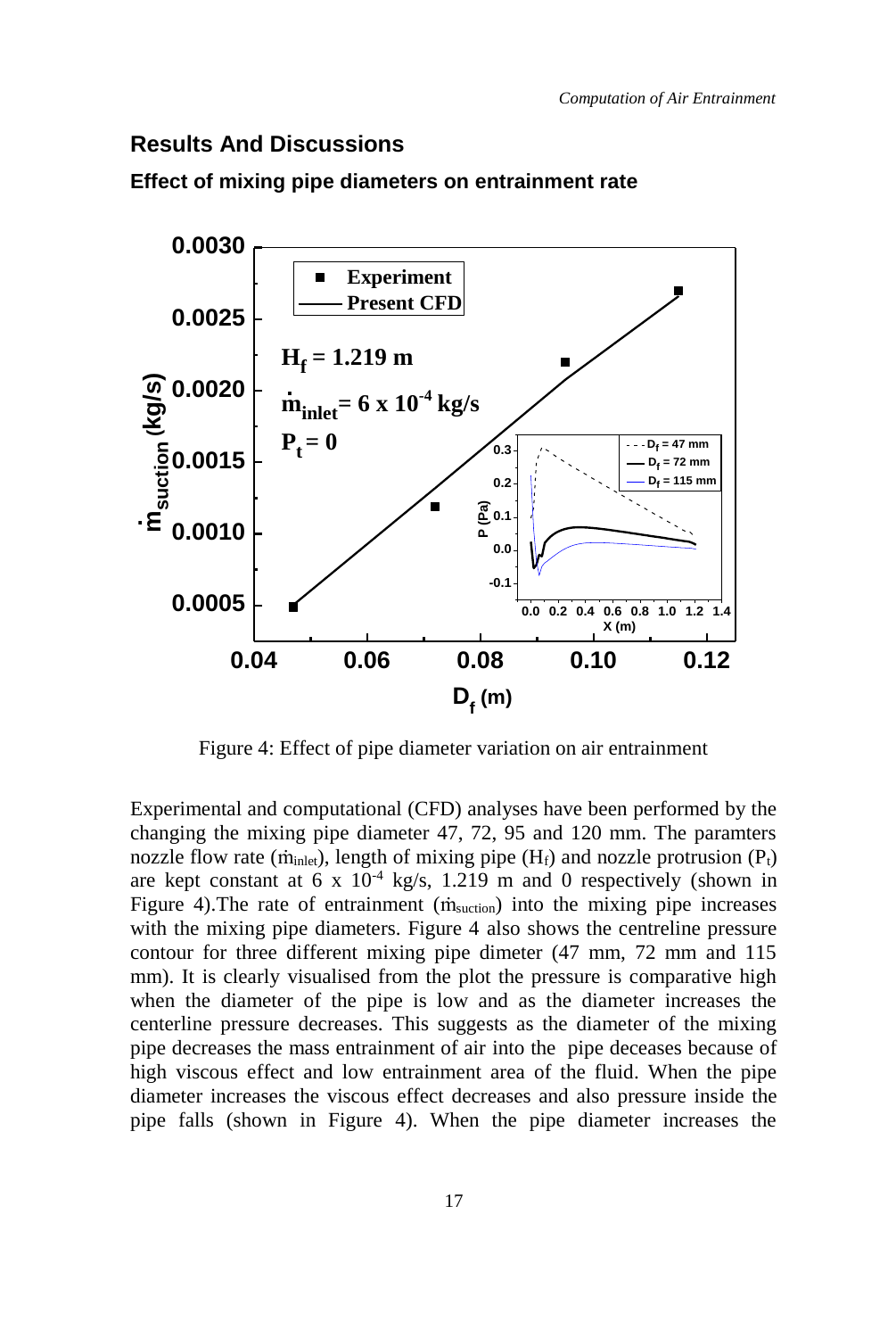## Results And Discussions

### Effect of mixing pipe diameters on entrainment rate

Figure 4: Effect of pipe diameter variation on air entrainment

Experimental and computational (CFD) analyses have been performed by the changing the mixing pipe diameter 47, 72, 95 and 120 mm. The paramters nozzle flow rate ($\dot{m}_{inlet}$), length of mixing pipe ($H_f$) and nozzle protrusion ($P_t$) are kept constant at 6 x $10^{-4}$ kg/s, 1.219 m and 0 respectively (shown in Figure 4).The rate of entrainment ($\dot{m}_{suction}$) into the mixing pipe increases with the mixing pipe diameters. Figure 4 also shows the centreline pressure contour for three different mixing pipe dimeter (47 mm, 72 mm and 115 mm). It is clearly visualised from the plot the pressure is comparative high when the diameter of the pipe is low and as the diameter increases the centerline pressure decreases. This suggests as the diameter of the mixing pipe decreases the mass entrainment of air into the pipe deceases because of high viscous effect and low entrainment area of the fluid. When the pipe diameter increases the viscous effect decreases and also pressure inside the pipe falls (shown in Figure 4). When the pipe diameter increases the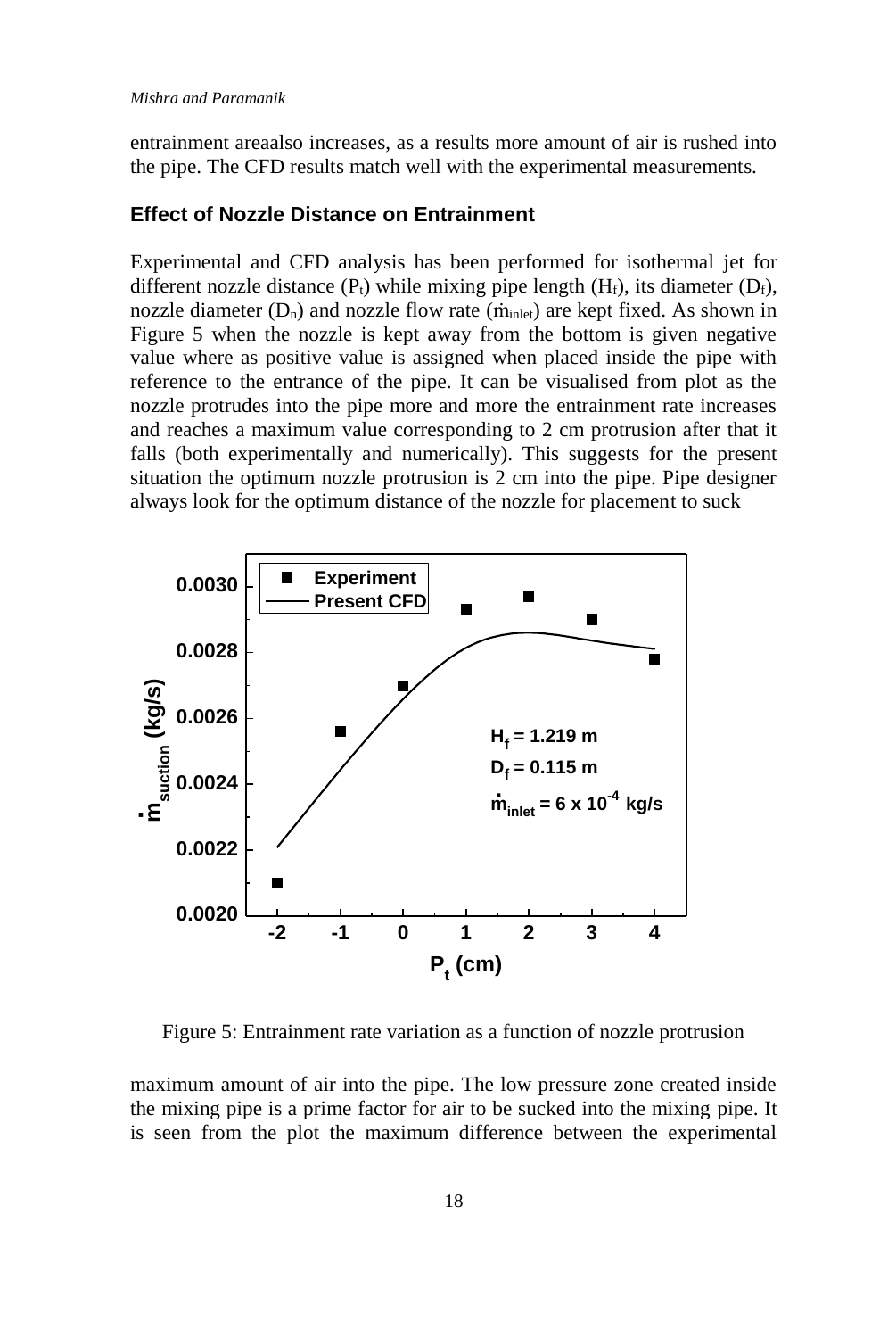entrainment areaalso increases, as a results more amount of air is rushed into the pipe. The CFD results match well with the experimental measurements.

### Effect of Nozzle Distance on Entrainment

Experimental and CFD analysis has been performed for isothermal jet for different nozzle distance ($P_t$) while mixing pipe length ($H_f$), its diameter ($D_f$), nozzle diameter ($D_n$) and nozzle flow rate ($\dot{m}_{inlet}$) are kept fixed. As shown in Figure 5 when the nozzle is kept away from the bottom is given negative value where as positive value is assigned when placed inside the pipe with reference to the entrance of the pipe. It can be visualised from plot as the nozzle protrudes into the pipe more and more the entrainment rate increases and reaches a maximum value corresponding to 2 cm protrusion after that it falls (both experimentally and numerically). This suggests for the present situation the optimum nozzle protrusion is 2 cm into the pipe. Pipe designer always look for the optimum distance of the nozzle for placement to suck

Figure 5: Entrainment rate variation as a function of nozzle protrusion

maximum amount of air into the pipe. The low pressure zone created inside the mixing pipe is a prime factor for air to be sucked into the mixing pipe. It is seen from the plot the maximum difference between the experimental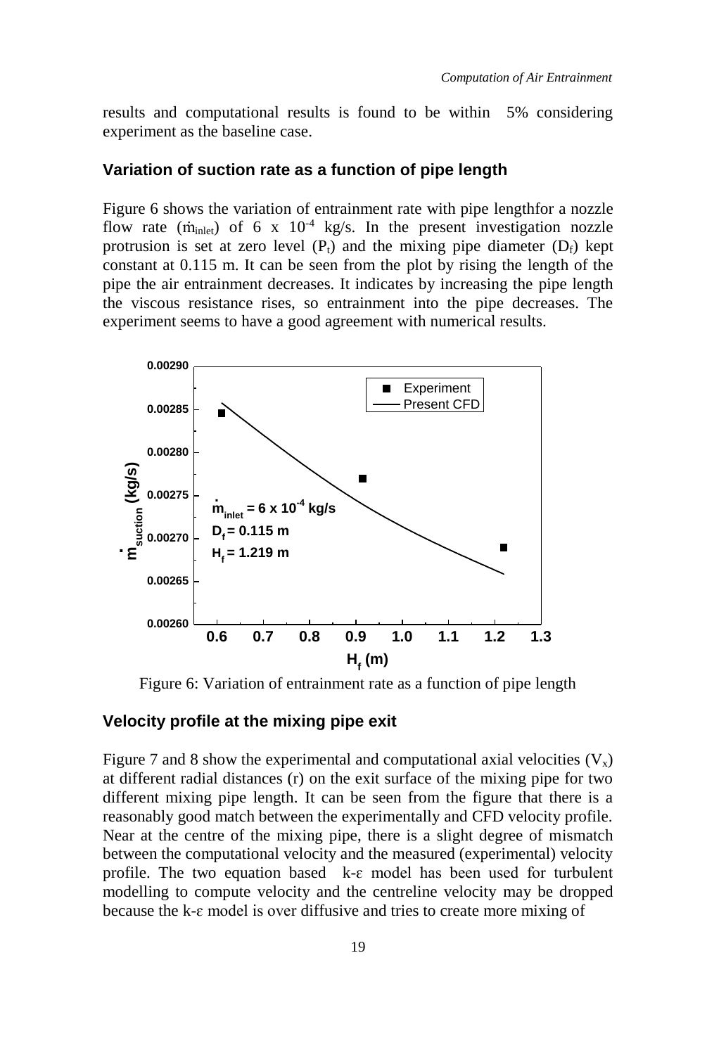results and computational results is found to be within 5% considering experiment as the baseline case.

### Variation of suction rate as a function of pipe length

Figure 6 shows the variation of entrainment rate with pipe lengthfor a nozzle flow rate ($\dot{m}_{inlet}$) of 6 x $10^{-4}$ kg/s. In the present investigation nozzle protrusion is set at zero level ($P_t$) and the mixing pipe diameter ($D_f$) kept constant at 0.115 m. It can be seen from the plot by rising the length of the pipe the air entrainment decreases. It indicates by increasing the pipe length the viscous resistance rises, so entrainment into the pipe decreases. The experiment seems to have a good agreement with numerical results.

Figure 6: Variation of entrainment rate as a function of pipe length

### Velocity profile at the mixing pipe exit

Figure 7 and 8 show the experimental and computational axial velocities ($V_x$) at different radial distances (r) on the exit surface of the mixing pipe for two different mixing pipe length. It can be seen from the figure that there is a reasonably good match between the experimentally and CFD velocity profile. Near at the centre of the mixing pipe, there is a slight degree of mismatch between the computational velocity and the measured (experimental) velocity profile. The two equation based k-ε model has been used for turbulent modelling to compute velocity and the centreline velocity may be dropped because the k-ε model is over diffusive and tries to create more mixing of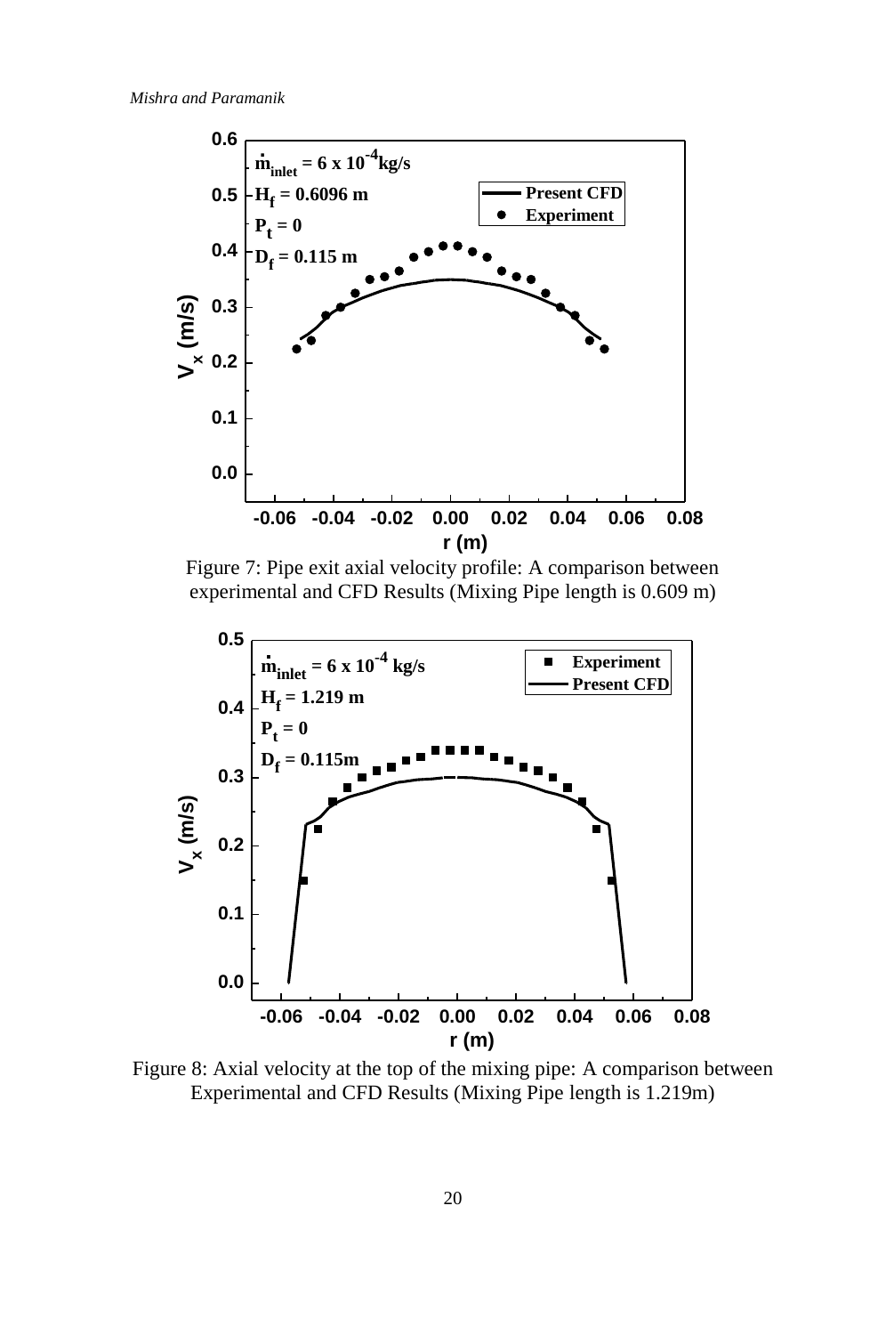Figure 7: Pipe exit axial velocity profile: A comparison between experimental and CFD Results (Mixing Pipe length is 0.609 m)

Figure 8: Axial velocity at the top of the mixing pipe: A comparison between Experimental and CFD Results (Mixing Pipe length is 1.219m)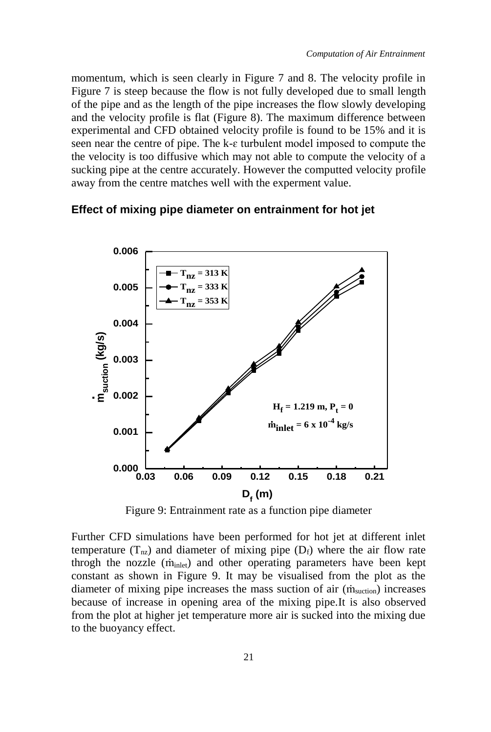momentum, which is seen clearly in Figure 7 and 8. The velocity profile in Figure 7 is steep because the flow is not fully developed due to small length of the pipe and as the length of the pipe increases the flow slowly developing and the velocity profile is flat (Figure 8). The maximum difference between experimental and CFD obtained velocity profile is found to be 15% and it is seen near the centre of pipe. The k-ε turbulent model imposed to compute the the velocity is too diffusive which may not able to compute the velocity of a sucking pipe at the centre accurately. However the computted velocity profile away from the centre matches well with the experment value.

### Effect of mixing pipe diameter on entrainment for hot jet

Figure 9: Entrainment rate as a function pipe diameter

Further CFD simulations have been performed for hot jet at different inlet temperature ($T_{nz}$) and diameter of mixing pipe ($D_f$) where the air flow rate throgh the nozzle ($\dot{m}_{inlet}$) and other operating parameters have been kept constant as shown in Figure 9. It may be visualised from the plot as the diameter of mixing pipe increases the mass suction of air ($\dot{m}_{suction}$) increases because of increase in opening area of the mixing pipe.It is also observed from the plot at higher jet temperature more air is sucked into the mixing due to the buoyancy effect.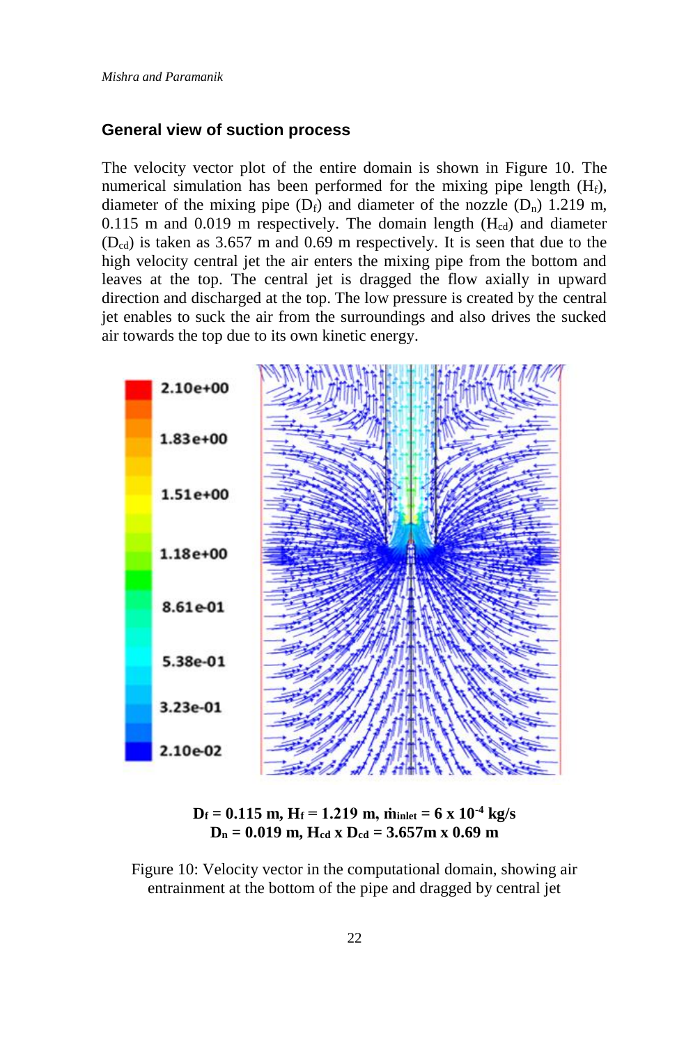## General view of suction process

The velocity vector plot of the entire domain is shown in Figure 10. The numerical simulation has been performed for the mixing pipe length ($H_f$), diameter of the mixing pipe ($D_f$) and diameter of the nozzle ($D_n$) 1.219 m, 0.115 m and 0.019 m respectively. The domain length ($H_{cd}$) and diameter ($D_{cd}$) is taken as 3.657 m and 0.69 m respectively. It is seen that due to the high velocity central jet the air enters the mixing pipe from the bottom and leaves at the top. The central jet is dragged the flow axially in upward direction and discharged at the top. The low pressure is created by the central jet enables to suck the air from the surroundings and also drives the sucked air towards the top due to its own kinetic energy.

**$D_f$ = 0.115 m, $H_f$ = 1.219 m, $\dot{m}_{inlet}$ = 6 x $10^{-4}$ kg/s**
**$D_n$ = 0.019 m, $H_{cd}$ x $D_{cd}$ = 3.657m x 0.69 m**

Figure 10: Velocity vector in the computational domain, showing air entrainment at the bottom of the pipe and dragged by central jet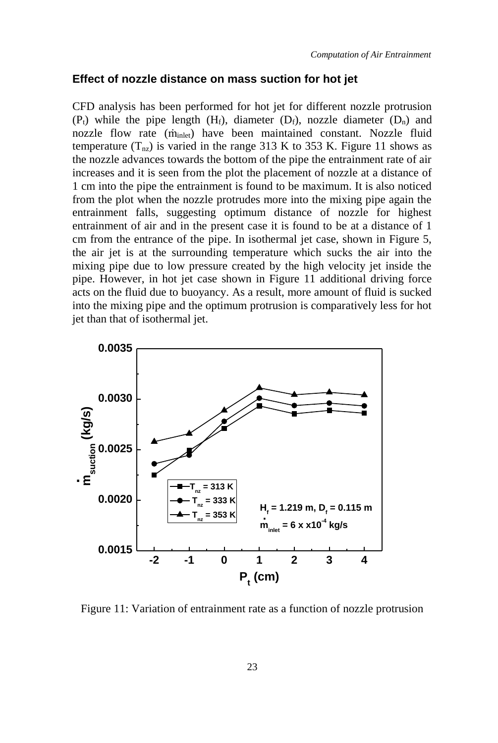### Effect of nozzle distance on mass suction for hot jet

CFD analysis has been performed for hot jet for different nozzle protrusion ($P_t$) while the pipe length ($H_f$), diameter ($D_f$), nozzle diameter ($D_n$) and nozzle flow rate ($\dot{m}_{inlet}$) have been maintained constant. Nozzle fluid temperature ($T_{nz}$) is varied in the range 313 K to 353 K. Figure 11 shows as the nozzle advances towards the bottom of the pipe the entrainment rate of air increases and it is seen from the plot the placement of nozzle at a distance of 1 cm into the pipe the entrainment is found to be maximum. It is also noticed from the plot when the nozzle protrudes more into the mixing pipe again the entrainment falls, suggesting optimum distance of nozzle for highest entrainment of air and in the present case it is found to be at a distance of 1 cm from the entrance of the pipe. In isothermal jet case, shown in Figure 5, the air jet is at the surrounding temperature which sucks the air into the mixing pipe due to low pressure created by the high velocity jet inside the pipe. However, in hot jet case shown in Figure 11 additional driving force acts on the fluid due to buoyancy. As a result, more amount of fluid is sucked into the mixing pipe and the optimum protrusion is comparatively less for hot jet than that of isothermal jet.

Figure 11: Variation of entrainment rate as a function of nozzle protrusion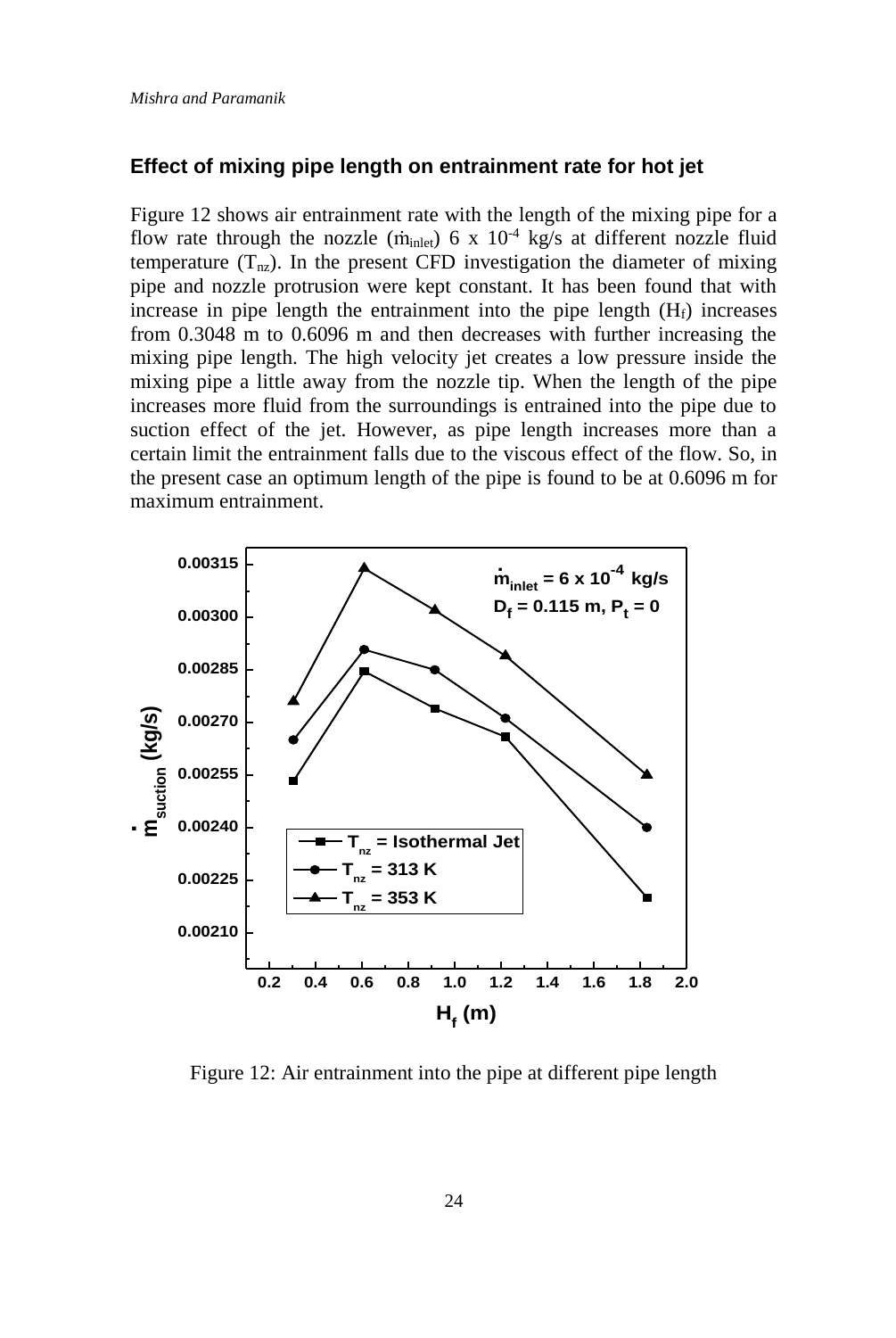### Effect of mixing pipe length on entrainment rate for hot jet

Figure 12 shows air entrainment rate with the length of the mixing pipe for a flow rate through the nozzle ($\dot{m}_{inlet}$) 6 x $10^{-4}$ kg/s at different nozzle fluid temperature ($T_{nz}$). In the present CFD investigation the diameter of mixing pipe and nozzle protrusion were kept constant. It has been found that with increase in pipe length the entrainment into the pipe length ($H_f$) increases from 0.3048 m to 0.6096 m and then decreases with further increasing the mixing pipe length. The high velocity jet creates a low pressure inside the mixing pipe a little away from the nozzle tip. When the length of the pipe increases more fluid from the surroundings is entrained into the pipe due to suction effect of the jet. However, as pipe length increases more than a certain limit the entrainment falls due to the viscous effect of the flow. So, in the present case an optimum length of the pipe is found to be at 0.6096 m for maximum entrainment.

Figure 12: Air entrainment into the pipe at different pipe length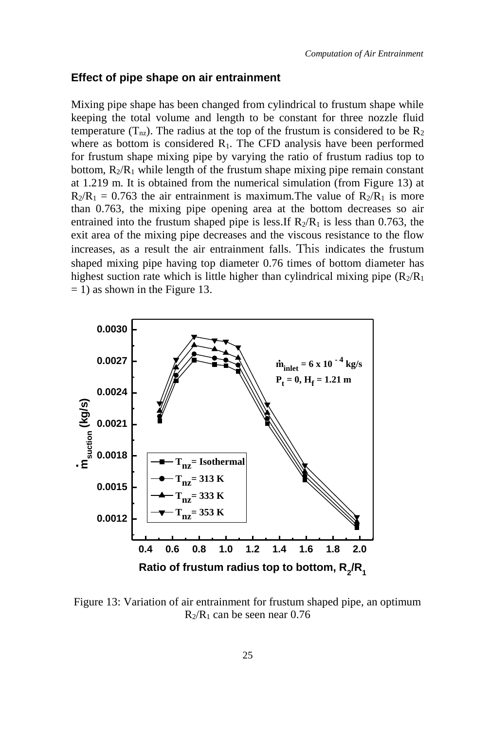### Effect of pipe shape on air entrainment

Mixing pipe shape has been changed from cylindrical to frustum shape while keeping the total volume and length to be constant for three nozzle fluid temperature ($T_{nz}$). The radius at the top of the frustum is considered to be $R_2$ where as bottom is considered $R_1$. The CFD analysis have been performed for frustum shape mixing pipe by varying the ratio of frustum radius top to bottom, $R_2/R_1$ while length of the frustum shape mixing pipe remain constant at 1.219 m. It is obtained from the numerical simulation (from Figure 13) at $R_2/R_1 = 0.763$ the air entrainment is maximum.The value of $R_2/R_1$ is more than 0.763, the mixing pipe opening area at the bottom decreases so air entrained into the frustum shaped pipe is less.If $R_2/R_1$ is less than 0.763, the exit area of the mixing pipe decreases and the viscous resistance to the flow increases, as a result the air entrainment falls. This indicates the frustum shaped mixing pipe having top diameter 0.76 times of bottom diameter has highest suction rate which is little higher than cylindrical mixing pipe ($R_2/R_1 = 1$) as shown in the Figure 13.

Figure 13: Variation of air entrainment for frustum shaped pipe, an optimum $R_2/R_1$ can be seen near 0.76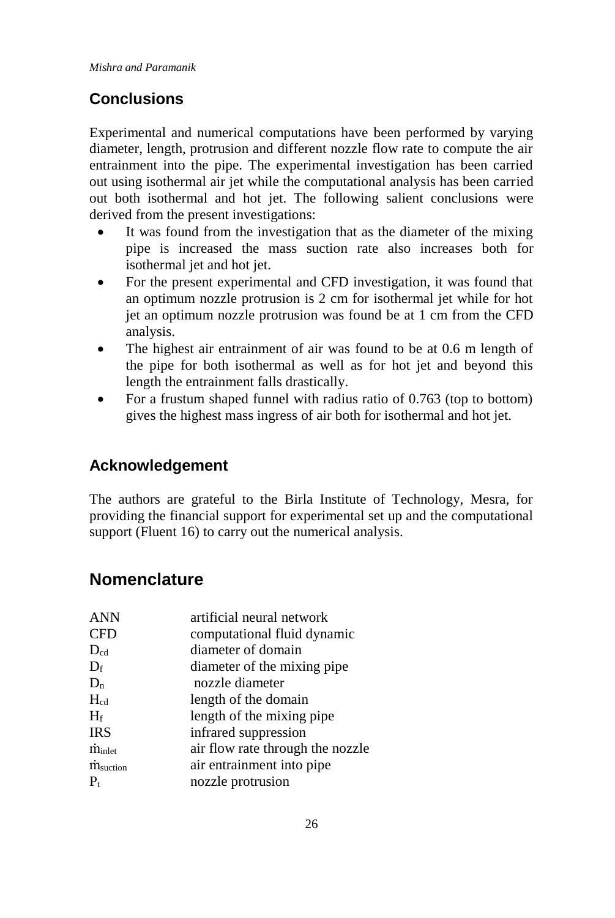## Conclusions

Experimental and numerical computations have been performed by varying diameter, length, protrusion and different nozzle flow rate to compute the air entrainment into the pipe. The experimental investigation has been carried out using isothermal air jet while the computational analysis has been carried out both isothermal and hot jet. The following salient conclusions were derived from the present investigations:

- It was found from the investigation that as the diameter of the mixing pipe is increased the mass suction rate also increases both for isothermal jet and hot jet.
- For the present experimental and CFD investigation, it was found that an optimum nozzle protrusion is 2 cm for isothermal jet while for hot jet an optimum nozzle protrusion was found be at 1 cm from the CFD analysis.
- The highest air entrainment of air was found to be at 0.6 m length of the pipe for both isothermal as well as for hot jet and beyond this length the entrainment falls drastically.
- For a frustum shaped funnel with radius ratio of 0.763 (top to bottom) gives the highest mass ingress of air both for isothermal and hot jet.

## Acknowledgement

The authors are grateful to the Birla Institute of Technology, Mesra, for providing the financial support for experimental set up and the computational support (Fluent 16) to carry out the numerical analysis.

## Nomenclature

| | |
|---|---|
| ANN | artificial neural network |
| CFD | computational fluid dynamic |
| $D_{cd}$ | diameter of domain |
| $D_f$ | diameter of the mixing pipe |
| $D_n$ | nozzle diameter |
| $H_{cd}$ | length of the domain |
| $H_f$ | length of the mixing pipe |
| IRS | infrared suppression |
| $\dot{m}_{inlet}$ | air flow rate through the nozzle |
| $\dot{m}_{suction}$ | air entrainment into pipe |
| $P_t$ | nozzle protrusion |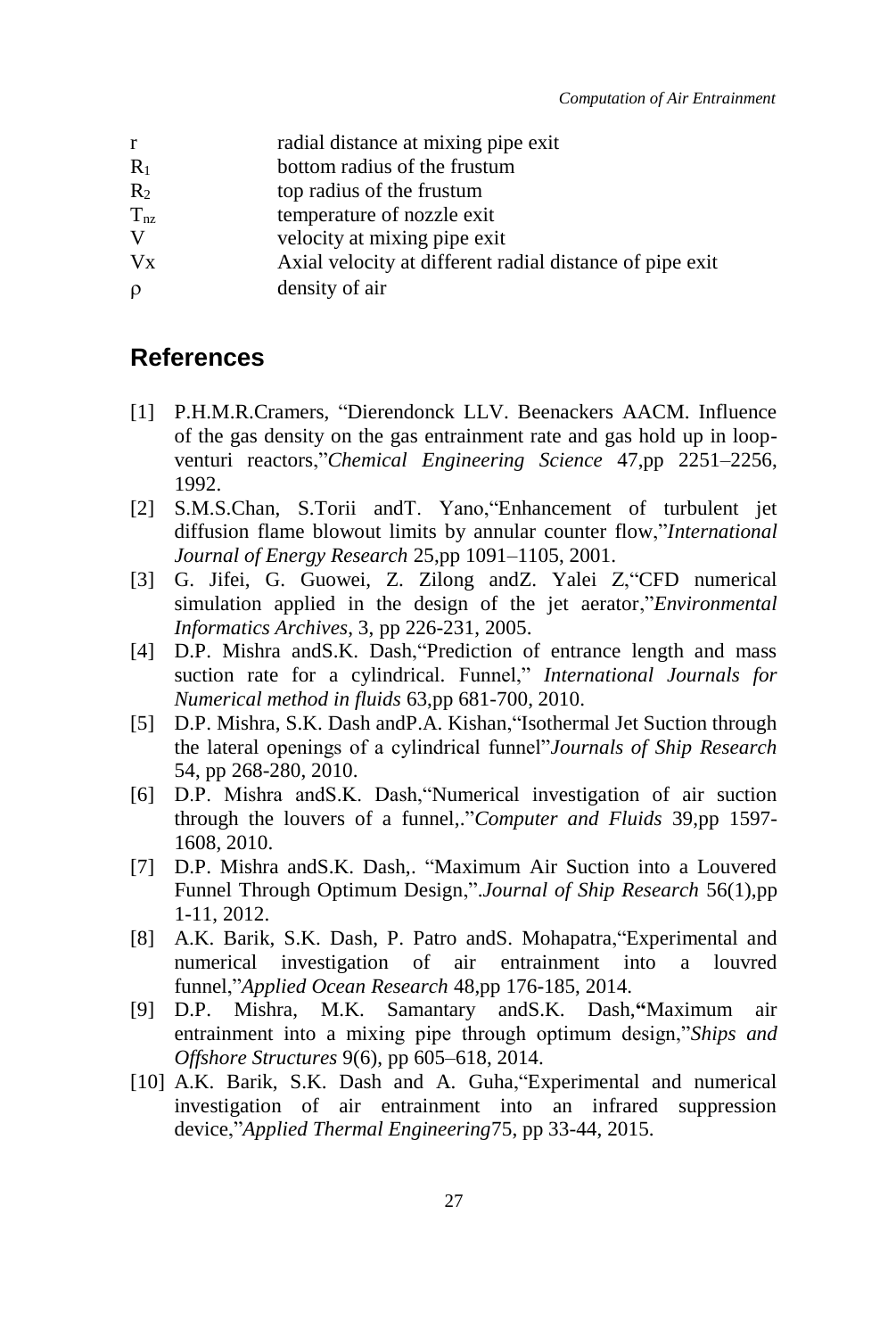| | |
|---|---|
| r | radial distance at mixing pipe exit |
| $R_1$ | bottom radius of the frustum |
| $R_2$ | top radius of the frustum |
| $T_{nz}$ | temperature of nozzle exit |
| V | velocity at mixing pipe exit |
| Vx | Axial velocity at different radial distance of pipe exit |
| $\rho$ | density of air |

## References

[1] P.H.M.R.Cramers, "Dierendonck LLV. Beenackers AACM. Influence of the gas density on the gas entrainment rate and gas hold up in loop-venturi reactors,"*Chemical Engineering Science* 47,pp 2251–2256, 1992.

[2] S.M.S.Chan, S.Torii andT. Yano,"Enhancement of turbulent jet diffusion flame blowout limits by annular counter flow,"*International Journal of Energy Research* 25,pp 1091–1105, 2001.

[3] G. Jifei, G. Guowei, Z. Zilong andZ. Yalei Z,"CFD numerical simulation applied in the design of the jet aerator,"*Environmental Informatics Archives*, 3, pp 226-231, 2005.

[4] D.P. Mishra andS.K. Dash,"Prediction of entrance length and mass suction rate for a cylindrical. Funnel," *International Journals for Numerical method in fluids* 63,pp 681-700, 2010.

[5] D.P. Mishra, S.K. Dash andP.A. Kishan,"Isothermal Jet Suction through the lateral openings of a cylindrical funnel"*Journals of Ship Research* 54, pp 268-280, 2010.

[6] D.P. Mishra andS.K. Dash,"Numerical investigation of air suction through the louvers of a funnel,."*Computer and Fluids* 39,pp 1597-1608, 2010.

[7] D.P. Mishra andS.K. Dash,. "Maximum Air Suction into a Louvered Funnel Through Optimum Design,".*Journal of Ship Research* 56(1),pp 1-11, 2012.

[8] A.K. Barik, S.K. Dash, P. Patro andS. Mohapatra,"Experimental and numerical investigation of air entrainment into a louvred funnel,"*Applied Ocean Research* 48,pp 176-185, 2014.

[9] D.P. Mishra, M.K. Samantary andS.K. Dash,**"**Maximum air entrainment into a mixing pipe through optimum design,"*Ships and Offshore Structures* 9(6), pp 605–618, 2014.

[10] A.K. Barik, S.K. Dash and A. Guha,"Experimental and numerical investigation of air entrainment into an infrared suppression device,"*Applied Thermal Engineering*75, pp 33-44, 2015.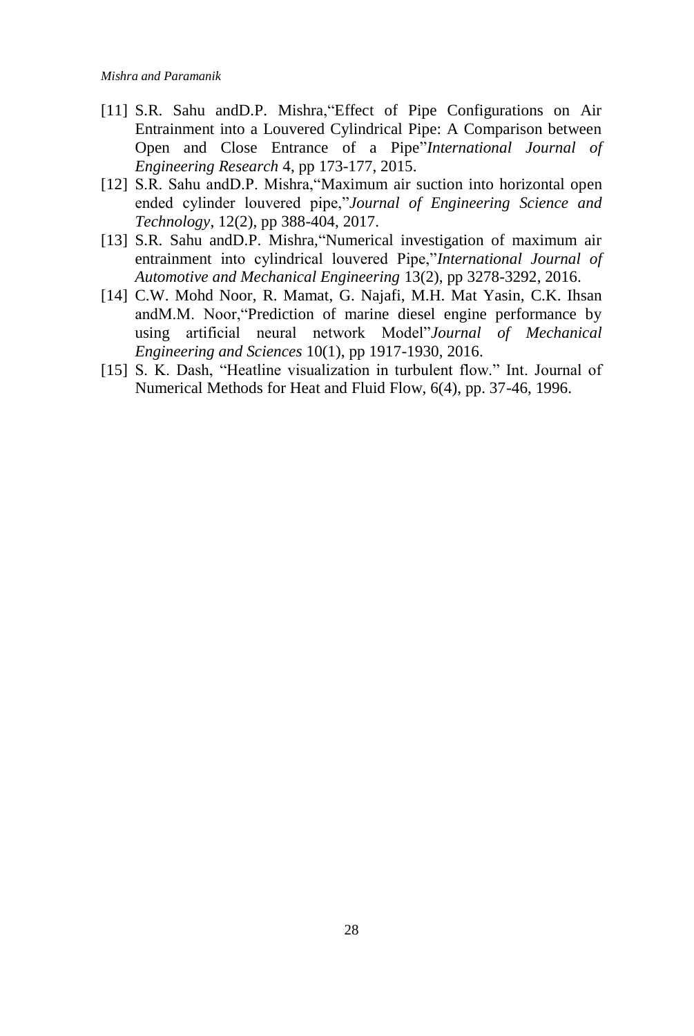[11] S.R. Sahu andD.P. Mishra,"Effect of Pipe Configurations on Air Entrainment into a Louvered Cylindrical Pipe: A Comparison between Open and Close Entrance of a Pipe"*International Journal of Engineering Research* 4, pp 173-177, 2015.

[12] S.R. Sahu andD.P. Mishra,"Maximum air suction into horizontal open ended cylinder louvered pipe,"*Journal of Engineering Science and Technology*, 12(2), pp 388-404, 2017.

[13] S.R. Sahu andD.P. Mishra,"Numerical investigation of maximum air entrainment into cylindrical louvered Pipe,"*International Journal of Automotive and Mechanical Engineering* 13(2), pp 3278-3292, 2016.

[14] C.W. Mohd Noor, R. Mamat, G. Najafi, M.H. Mat Yasin, C.K. Ihsan andM.M. Noor,"Prediction of marine diesel engine performance by using artificial neural network Model"*Journal of Mechanical Engineering and Sciences* 10(1), pp 1917-1930, 2016.

[15] S. K. Dash, "Heatline visualization in turbulent flow." Int. Journal of Numerical Methods for Heat and Fluid Flow, 6(4), pp. 37-46, 1996.